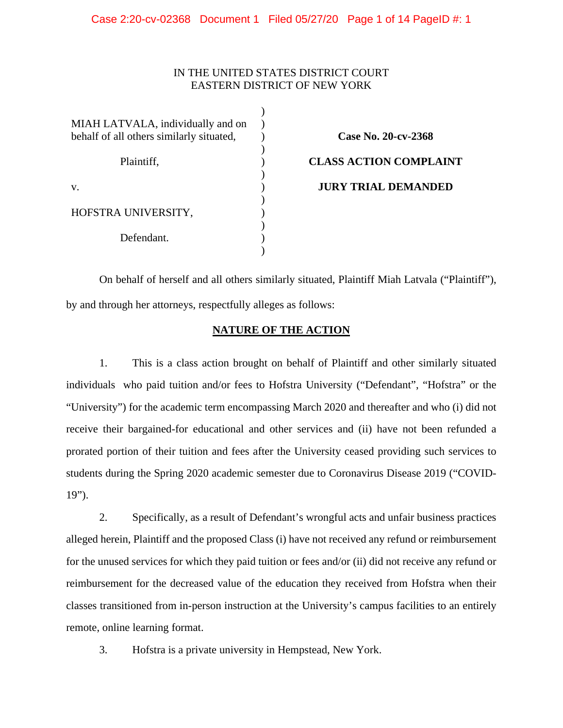IN THE UNITED STATES DISTRICT COURT
EASTERN DISTRICT OF NEW YORK

| | |
|---|---|
| MIAH LATVALA, individually and on behalf of all others similarly situated, | **Case No. 20-cv-2368** |
| Plaintiff, | **CLASS ACTION COMPLAINT** |
| v. | **JURY TRIAL DEMANDED** |
| HOFSTRA UNIVERSITY, | |
| Defendant. | |

On behalf of herself and all others similarly situated, Plaintiff Miah Latvala ("Plaintiff"), by and through her attorneys, respectfully alleges as follows:

## NATURE OF THE ACTION

1. This is a class action brought on behalf of Plaintiff and other similarly situated individuals who paid tuition and/or fees to Hofstra University ("Defendant", "Hofstra" or the "University") for the academic term encompassing March 2020 and thereafter and who (i) did not receive their bargained-for educational and other services and (ii) have not been refunded a prorated portion of their tuition and fees after the University ceased providing such services to students during the Spring 2020 academic semester due to Coronavirus Disease 2019 ("COVID-19").

2. Specifically, as a result of Defendant's wrongful acts and unfair business practices alleged herein, Plaintiff and the proposed Class (i) have not received any refund or reimbursement for the unused services for which they paid tuition or fees and/or (ii) did not receive any refund or reimbursement for the decreased value of the education they received from Hofstra when their classes transitioned from in-person instruction at the University's campus facilities to an entirely remote, online learning format.

3. Hofstra is a private university in Hempstead, New York.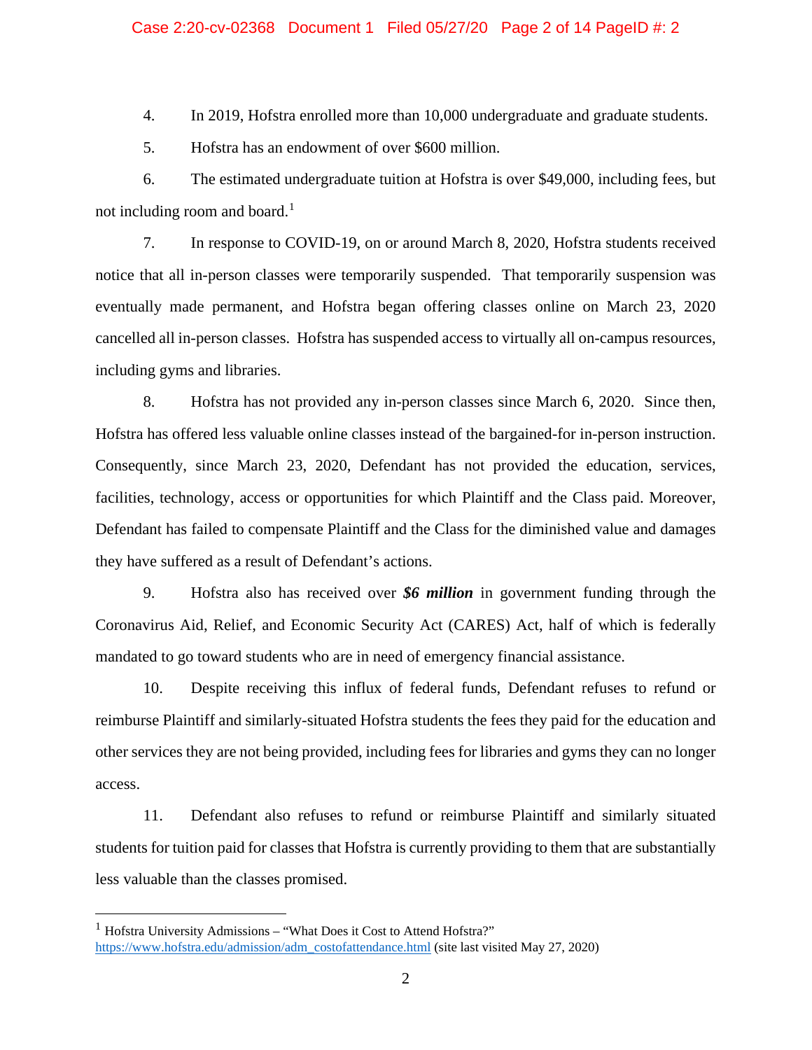4. In 2019, Hofstra enrolled more than 10,000 undergraduate and graduate students.

5. Hofstra has an endowment of over $600 million.

6. The estimated undergraduate tuition at Hofstra is over $49,000, including fees, but not including room and board.[1]

7. In response to COVID-19, on or around March 8, 2020, Hofstra students received notice that all in-person classes were temporarily suspended. That temporarily suspension was eventually made permanent, and Hofstra began offering classes online on March 23, 2020 cancelled all in-person classes. Hofstra has suspended access to virtually all on-campus resources, including gyms and libraries.

8. Hofstra has not provided any in-person classes since March 6, 2020. Since then, Hofstra has offered less valuable online classes instead of the bargained-for in-person instruction. Consequently, since March 23, 2020, Defendant has not provided the education, services, facilities, technology, access or opportunities for which Plaintiff and the Class paid. Moreover, Defendant has failed to compensate Plaintiff and the Class for the diminished value and damages they have suffered as a result of Defendant's actions.

9. Hofstra also has received over ***$6 million*** in government funding through the Coronavirus Aid, Relief, and Economic Security Act (CARES) Act, half of which is federally mandated to go toward students who are in need of emergency financial assistance.

10. Despite receiving this influx of federal funds, Defendant refuses to refund or reimburse Plaintiff and similarly-situated Hofstra students the fees they paid for the education and other services they are not being provided, including fees for libraries and gyms they can no longer access.

11. Defendant also refuses to refund or reimburse Plaintiff and similarly situated students for tuition paid for classes that Hofstra is currently providing to them that are substantially less valuable than the classes promised.

---

[1] Hofstra University Admissions – "What Does it Cost to Attend Hofstra?" https://www.hofstra.edu/admission/adm_costofattendance.html (site last visited May 27, 2020)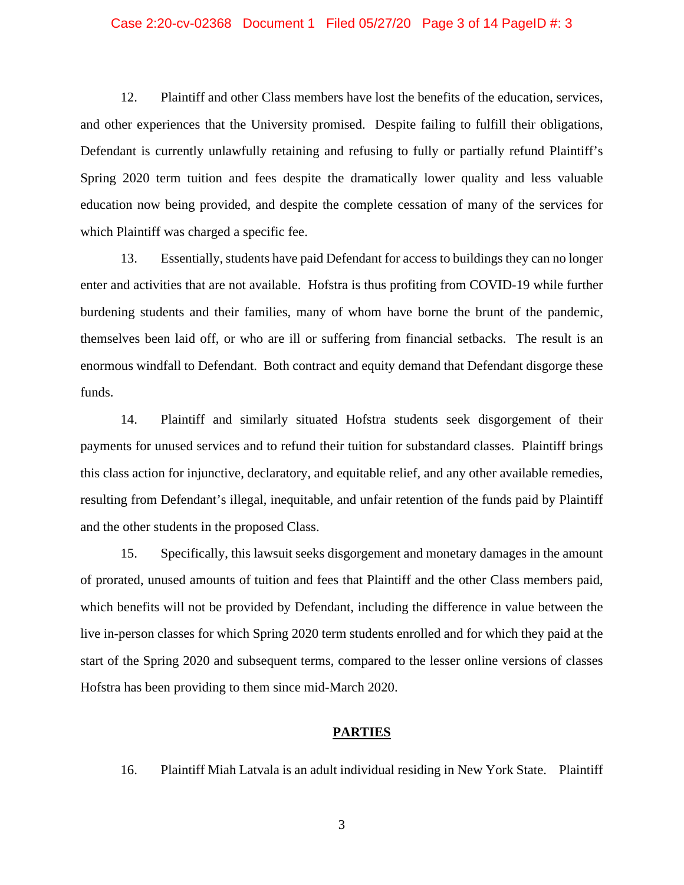12. Plaintiff and other Class members have lost the benefits of the education, services, and other experiences that the University promised. Despite failing to fulfill their obligations, Defendant is currently unlawfully retaining and refusing to fully or partially refund Plaintiff's Spring 2020 term tuition and fees despite the dramatically lower quality and less valuable education now being provided, and despite the complete cessation of many of the services for which Plaintiff was charged a specific fee.

13. Essentially, students have paid Defendant for access to buildings they can no longer enter and activities that are not available. Hofstra is thus profiting from COVID-19 while further burdening students and their families, many of whom have borne the brunt of the pandemic, themselves been laid off, or who are ill or suffering from financial setbacks. The result is an enormous windfall to Defendant. Both contract and equity demand that Defendant disgorge these funds.

14. Plaintiff and similarly situated Hofstra students seek disgorgement of their payments for unused services and to refund their tuition for substandard classes. Plaintiff brings this class action for injunctive, declaratory, and equitable relief, and any other available remedies, resulting from Defendant's illegal, inequitable, and unfair retention of the funds paid by Plaintiff and the other students in the proposed Class.

15. Specifically, this lawsuit seeks disgorgement and monetary damages in the amount of prorated, unused amounts of tuition and fees that Plaintiff and the other Class members paid, which benefits will not be provided by Defendant, including the difference in value between the live in-person classes for which Spring 2020 term students enrolled and for which they paid at the start of the Spring 2020 and subsequent terms, compared to the lesser online versions of classes Hofstra has been providing to them since mid-March 2020.

## PARTIES

16. Plaintiff Miah Latvala is an adult individual residing in New York State. Plaintiff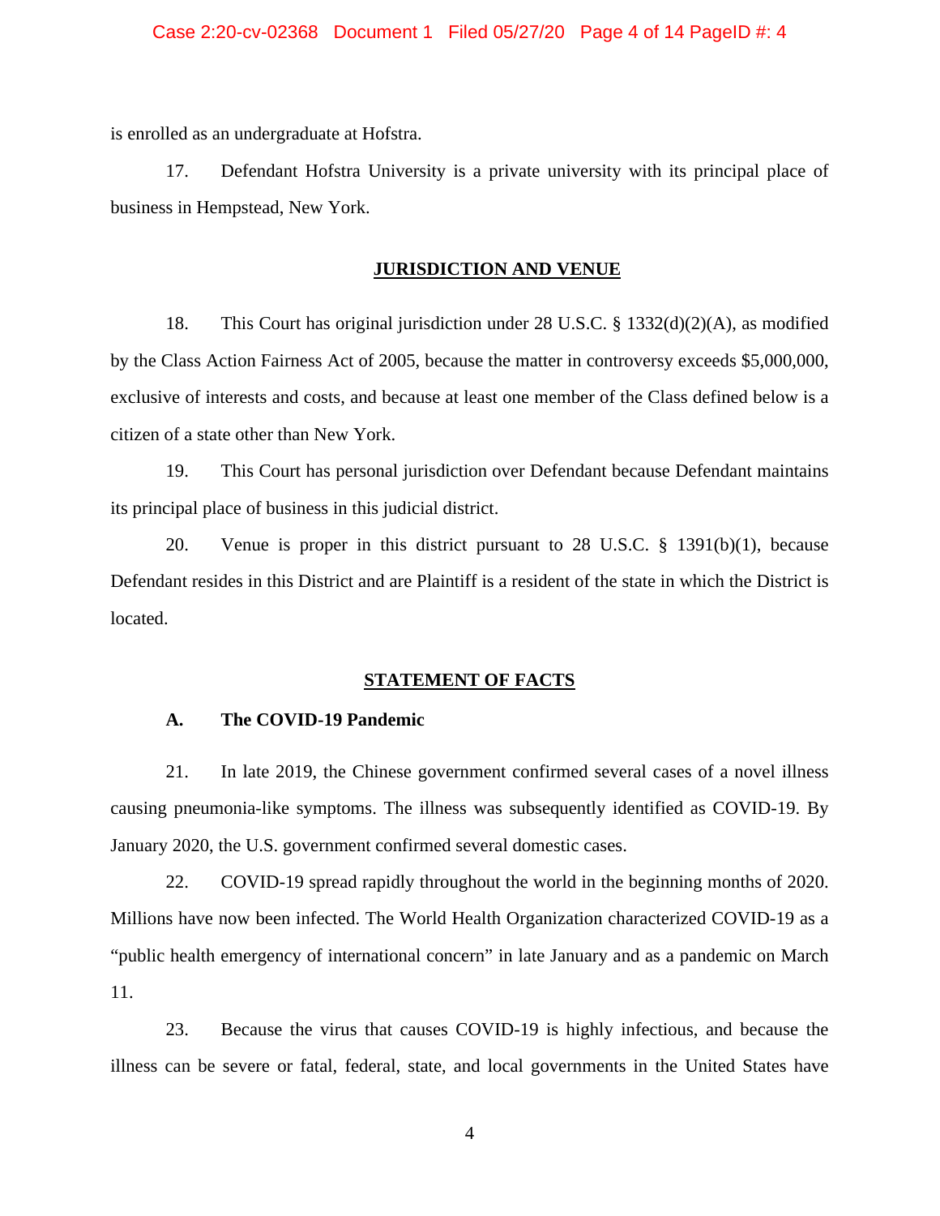is enrolled as an undergraduate at Hofstra.

17. Defendant Hofstra University is a private university with its principal place of business in Hempstead, New York.

## JURISDICTION AND VENUE

18. This Court has original jurisdiction under 28 U.S.C. § 1332(d)(2)(A), as modified by the Class Action Fairness Act of 2005, because the matter in controversy exceeds $5,000,000, exclusive of interests and costs, and because at least one member of the Class defined below is a citizen of a state other than New York.

19. This Court has personal jurisdiction over Defendant because Defendant maintains its principal place of business in this judicial district.

20. Venue is proper in this district pursuant to 28 U.S.C. § 1391(b)(1), because Defendant resides in this District and are Plaintiff is a resident of the state in which the District is located.

## STATEMENT OF FACTS

### A. The COVID-19 Pandemic

21. In late 2019, the Chinese government confirmed several cases of a novel illness causing pneumonia-like symptoms. The illness was subsequently identified as COVID-19. By January 2020, the U.S. government confirmed several domestic cases.

22. COVID-19 spread rapidly throughout the world in the beginning months of 2020. Millions have now been infected. The World Health Organization characterized COVID-19 as a "public health emergency of international concern" in late January and as a pandemic on March 11.

23. Because the virus that causes COVID-19 is highly infectious, and because the illness can be severe or fatal, federal, state, and local governments in the United States have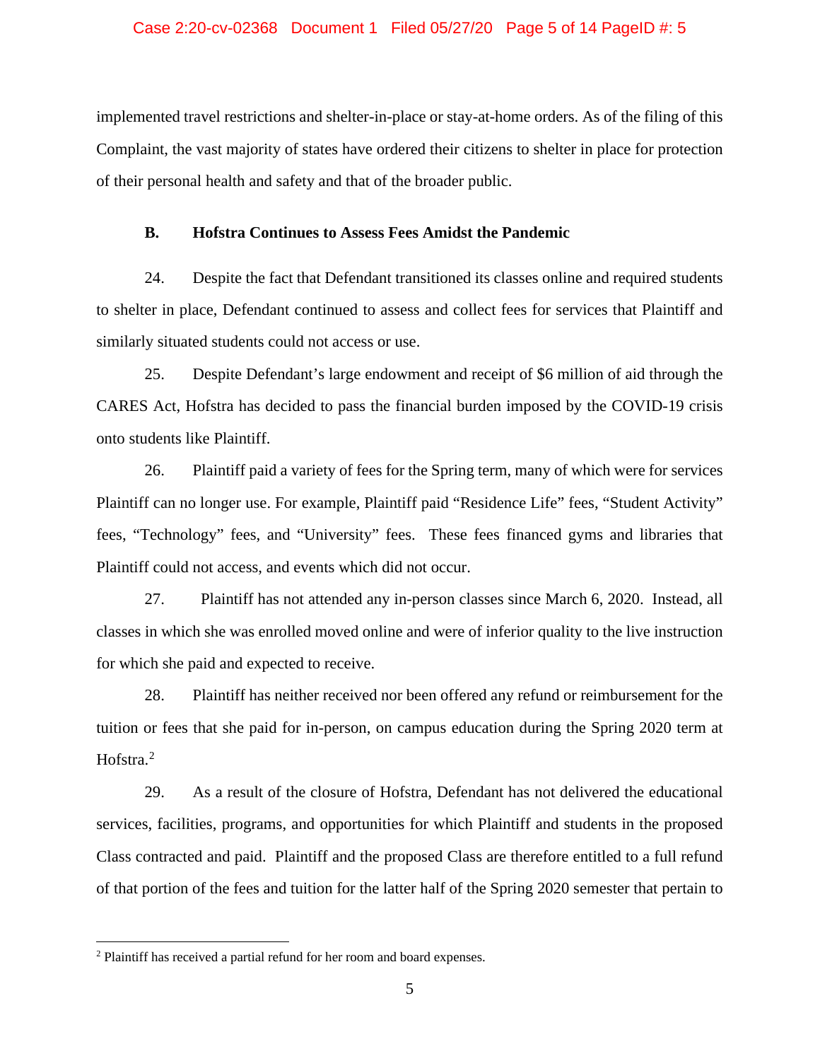implemented travel restrictions and shelter-in-place or stay-at-home orders. As of the filing of this Complaint, the vast majority of states have ordered their citizens to shelter in place for protection of their personal health and safety and that of the broader public.

### B. Hofstra Continues to Assess Fees Amidst the Pandemic

24. Despite the fact that Defendant transitioned its classes online and required students to shelter in place, Defendant continued to assess and collect fees for services that Plaintiff and similarly situated students could not access or use.

25. Despite Defendant's large endowment and receipt of $6 million of aid through the CARES Act, Hofstra has decided to pass the financial burden imposed by the COVID-19 crisis onto students like Plaintiff.

26. Plaintiff paid a variety of fees for the Spring term, many of which were for services Plaintiff can no longer use. For example, Plaintiff paid "Residence Life" fees, "Student Activity" fees, "Technology" fees, and "University" fees. These fees financed gyms and libraries that Plaintiff could not access, and events which did not occur.

27. Plaintiff has not attended any in-person classes since March 6, 2020. Instead, all classes in which she was enrolled moved online and were of inferior quality to the live instruction for which she paid and expected to receive.

28. Plaintiff has neither received nor been offered any refund or reimbursement for the tuition or fees that she paid for in-person, on campus education during the Spring 2020 term at Hofstra.[2]

29. As a result of the closure of Hofstra, Defendant has not delivered the educational services, facilities, programs, and opportunities for which Plaintiff and students in the proposed Class contracted and paid. Plaintiff and the proposed Class are therefore entitled to a full refund of that portion of the fees and tuition for the latter half of the Spring 2020 semester that pertain to

[2] Plaintiff has received a partial refund for her room and board expenses.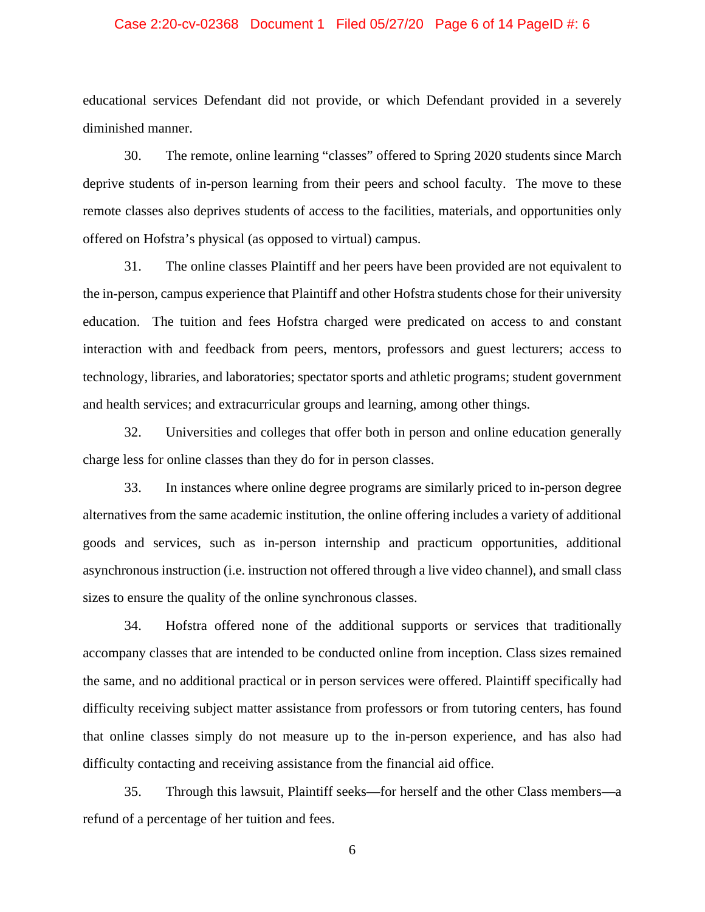educational services Defendant did not provide, or which Defendant provided in a severely diminished manner.

30. The remote, online learning "classes" offered to Spring 2020 students since March deprive students of in-person learning from their peers and school faculty. The move to these remote classes also deprives students of access to the facilities, materials, and opportunities only offered on Hofstra's physical (as opposed to virtual) campus.

31. The online classes Plaintiff and her peers have been provided are not equivalent to the in-person, campus experience that Plaintiff and other Hofstra students chose for their university education. The tuition and fees Hofstra charged were predicated on access to and constant interaction with and feedback from peers, mentors, professors and guest lecturers; access to technology, libraries, and laboratories; spectator sports and athletic programs; student government and health services; and extracurricular groups and learning, among other things.

32. Universities and colleges that offer both in person and online education generally charge less for online classes than they do for in person classes.

33. In instances where online degree programs are similarly priced to in-person degree alternatives from the same academic institution, the online offering includes a variety of additional goods and services, such as in-person internship and practicum opportunities, additional asynchronous instruction (i.e. instruction not offered through a live video channel), and small class sizes to ensure the quality of the online synchronous classes.

34. Hofstra offered none of the additional supports or services that traditionally accompany classes that are intended to be conducted online from inception. Class sizes remained the same, and no additional practical or in person services were offered. Plaintiff specifically had difficulty receiving subject matter assistance from professors or from tutoring centers, has found that online classes simply do not measure up to the in-person experience, and has also had difficulty contacting and receiving assistance from the financial aid office.

35. Through this lawsuit, Plaintiff seeks—for herself and the other Class members—a refund of a percentage of her tuition and fees.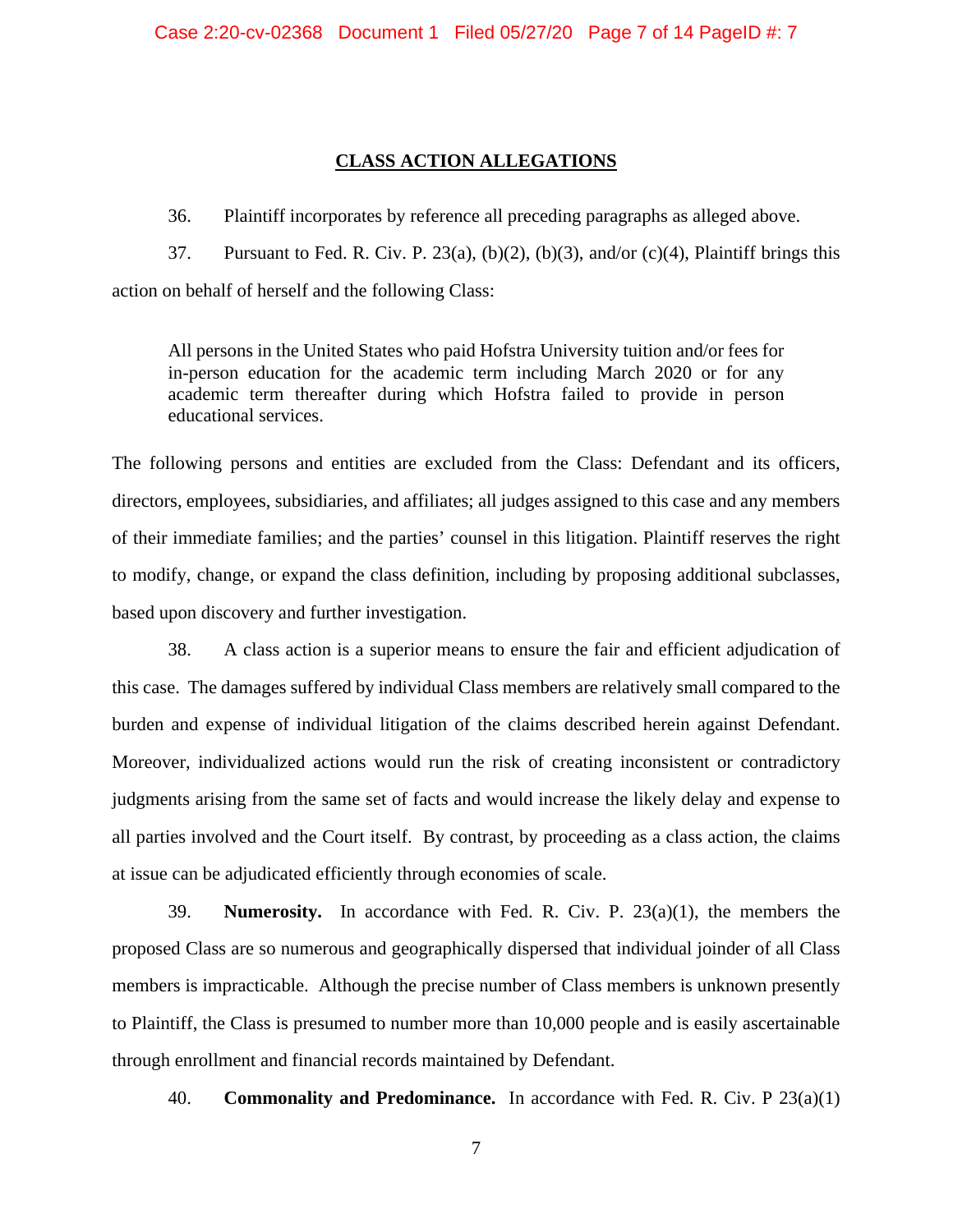## CLASS ACTION ALLEGATIONS

36. Plaintiff incorporates by reference all preceding paragraphs as alleged above.

37. Pursuant to Fed. R. Civ. P. 23(a), (b)(2), (b)(3), and/or (c)(4), Plaintiff brings this action on behalf of herself and the following Class:

> All persons in the United States who paid Hofstra University tuition and/or fees for in-person education for the academic term including March 2020 or for any academic term thereafter during which Hofstra failed to provide in person educational services.

The following persons and entities are excluded from the Class: Defendant and its officers, directors, employees, subsidiaries, and affiliates; all judges assigned to this case and any members of their immediate families; and the parties' counsel in this litigation. Plaintiff reserves the right to modify, change, or expand the class definition, including by proposing additional subclasses, based upon discovery and further investigation.

38. A class action is a superior means to ensure the fair and efficient adjudication of this case. The damages suffered by individual Class members are relatively small compared to the burden and expense of individual litigation of the claims described herein against Defendant. Moreover, individualized actions would run the risk of creating inconsistent or contradictory judgments arising from the same set of facts and would increase the likely delay and expense to all parties involved and the Court itself. By contrast, by proceeding as a class action, the claims at issue can be adjudicated efficiently through economies of scale.

39. **Numerosity.** In accordance with Fed. R. Civ. P. 23(a)(1), the members the proposed Class are so numerous and geographically dispersed that individual joinder of all Class members is impracticable. Although the precise number of Class members is unknown presently to Plaintiff, the Class is presumed to number more than 10,000 people and is easily ascertainable through enrollment and financial records maintained by Defendant.

40. **Commonality and Predominance.** In accordance with Fed. R. Civ. P 23(a)(1)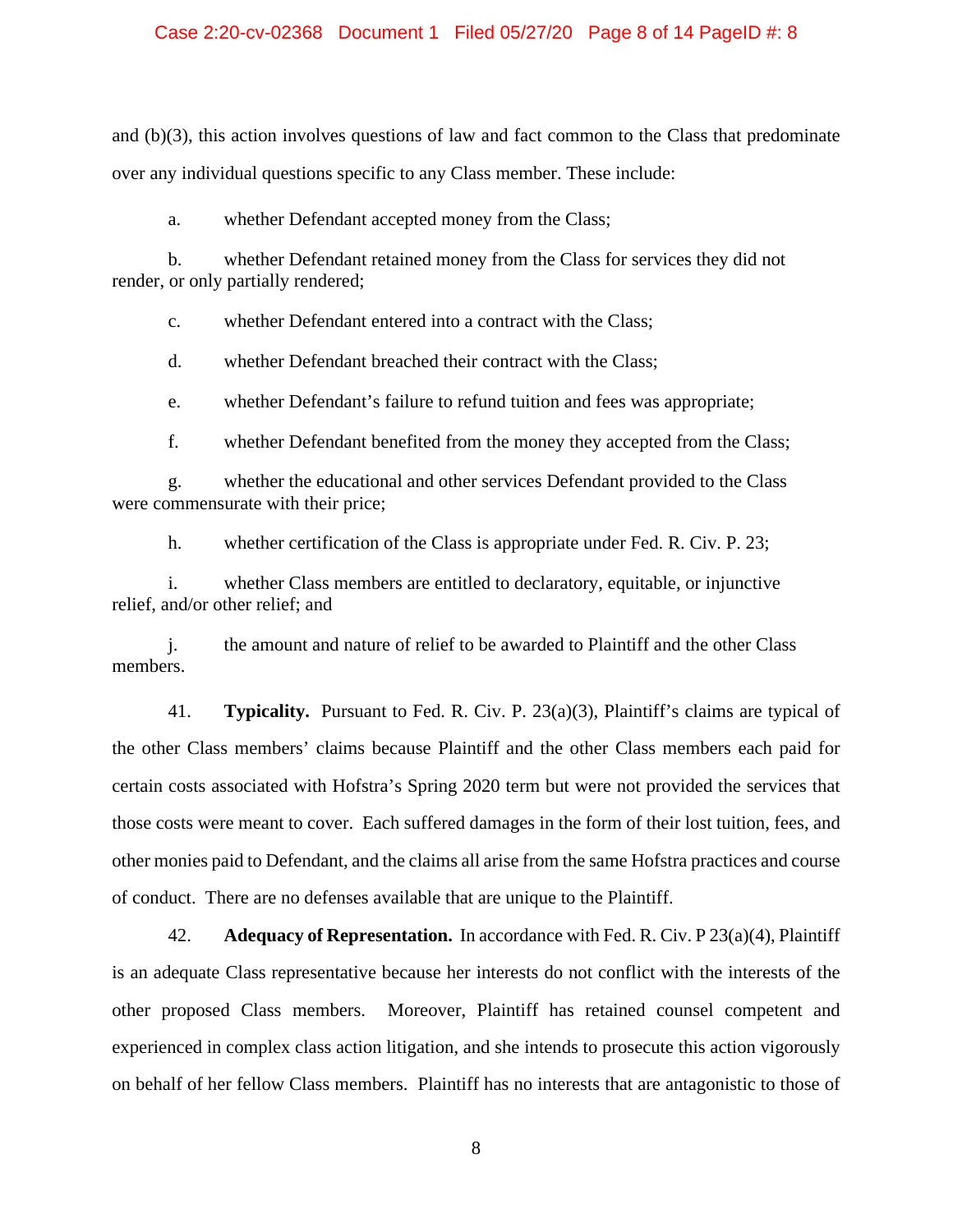and (b)(3), this action involves questions of law and fact common to the Class that predominate over any individual questions specific to any Class member. These include:

a. whether Defendant accepted money from the Class;

b. whether Defendant retained money from the Class for services they did not render, or only partially rendered;

c. whether Defendant entered into a contract with the Class;

d. whether Defendant breached their contract with the Class;

e. whether Defendant's failure to refund tuition and fees was appropriate;

f. whether Defendant benefited from the money they accepted from the Class;

g. whether the educational and other services Defendant provided to the Class were commensurate with their price;

h. whether certification of the Class is appropriate under Fed. R. Civ. P. 23;

i. whether Class members are entitled to declaratory, equitable, or injunctive relief, and/or other relief; and

j. the amount and nature of relief to be awarded to Plaintiff and the other Class members.

41. **Typicality.** Pursuant to Fed. R. Civ. P. 23(a)(3), Plaintiff's claims are typical of the other Class members' claims because Plaintiff and the other Class members each paid for certain costs associated with Hofstra's Spring 2020 term but were not provided the services that those costs were meant to cover. Each suffered damages in the form of their lost tuition, fees, and other monies paid to Defendant, and the claims all arise from the same Hofstra practices and course of conduct. There are no defenses available that are unique to the Plaintiff.

42. **Adequacy of Representation.** In accordance with Fed. R. Civ. P 23(a)(4), Plaintiff is an adequate Class representative because her interests do not conflict with the interests of the other proposed Class members. Moreover, Plaintiff has retained counsel competent and experienced in complex class action litigation, and she intends to prosecute this action vigorously on behalf of her fellow Class members. Plaintiff has no interests that are antagonistic to those of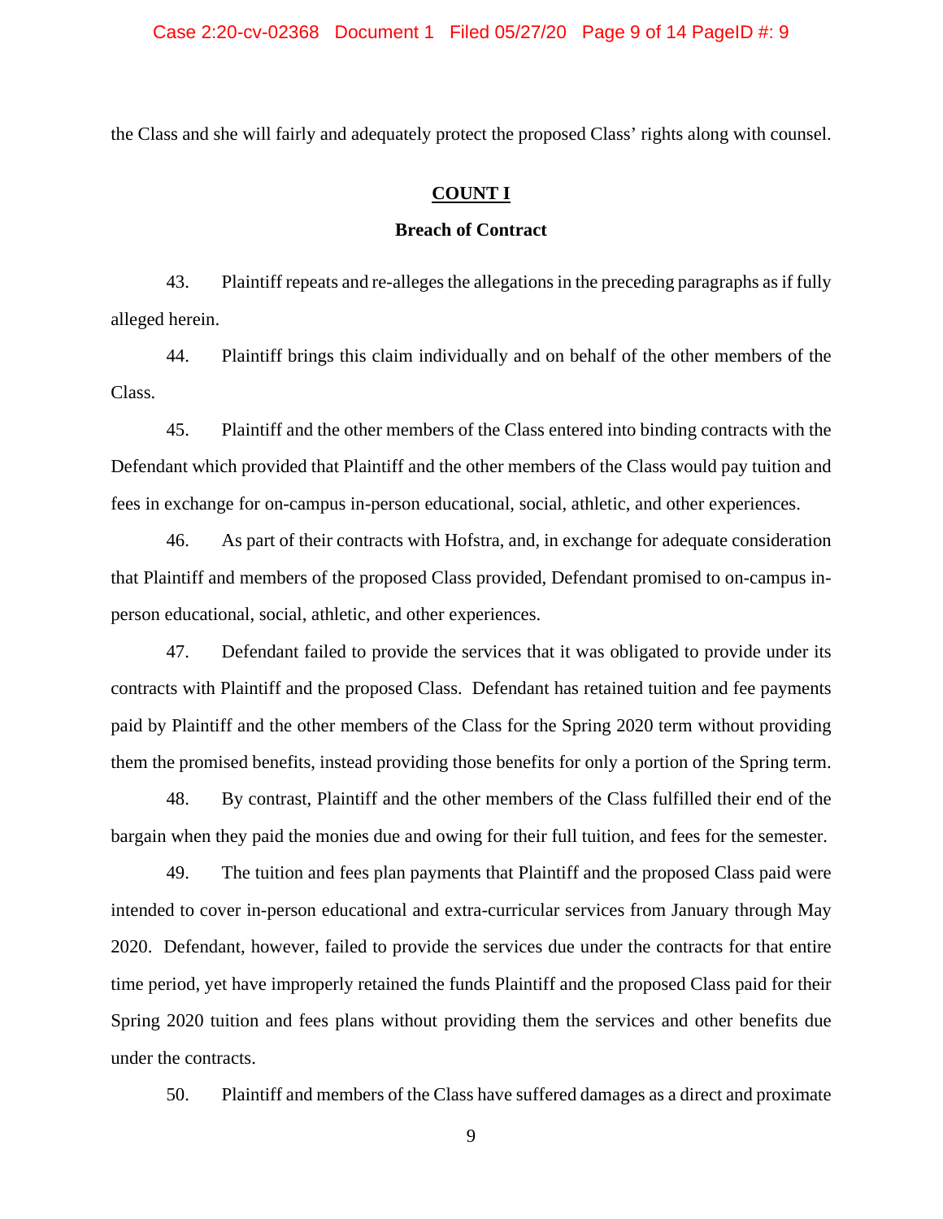the Class and she will fairly and adequately protect the proposed Class' rights along with counsel.

## COUNT I

### Breach of Contract

43. Plaintiff repeats and re-alleges the allegations in the preceding paragraphs as if fully alleged herein.

44. Plaintiff brings this claim individually and on behalf of the other members of the Class.

45. Plaintiff and the other members of the Class entered into binding contracts with the Defendant which provided that Plaintiff and the other members of the Class would pay tuition and fees in exchange for on-campus in-person educational, social, athletic, and other experiences.

46. As part of their contracts with Hofstra, and, in exchange for adequate consideration that Plaintiff and members of the proposed Class provided, Defendant promised to on-campus in-person educational, social, athletic, and other experiences.

47. Defendant failed to provide the services that it was obligated to provide under its contracts with Plaintiff and the proposed Class. Defendant has retained tuition and fee payments paid by Plaintiff and the other members of the Class for the Spring 2020 term without providing them the promised benefits, instead providing those benefits for only a portion of the Spring term.

48. By contrast, Plaintiff and the other members of the Class fulfilled their end of the bargain when they paid the monies due and owing for their full tuition, and fees for the semester.

49. The tuition and fees plan payments that Plaintiff and the proposed Class paid were intended to cover in-person educational and extra-curricular services from January through May 2020. Defendant, however, failed to provide the services due under the contracts for that entire time period, yet have improperly retained the funds Plaintiff and the proposed Class paid for their Spring 2020 tuition and fees plans without providing them the services and other benefits due under the contracts.

50. Plaintiff and members of the Class have suffered damages as a direct and proximate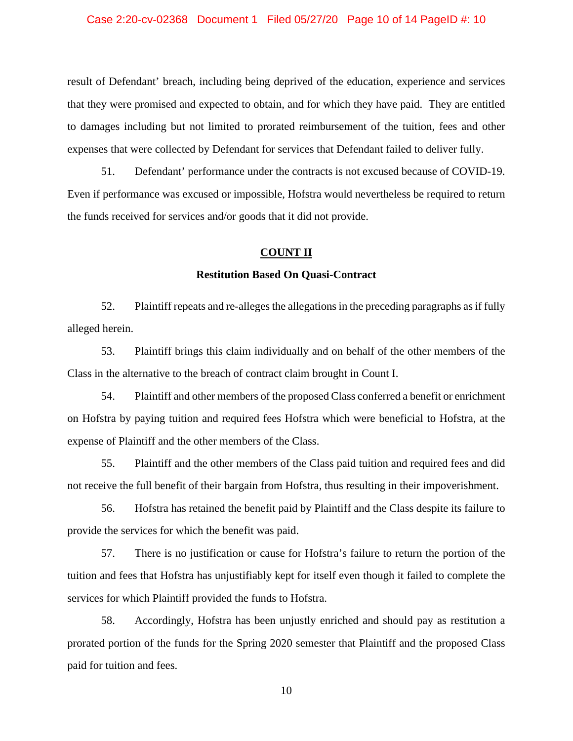result of Defendant' breach, including being deprived of the education, experience and services that they were promised and expected to obtain, and for which they have paid. They are entitled to damages including but not limited to prorated reimbursement of the tuition, fees and other expenses that were collected by Defendant for services that Defendant failed to deliver fully.

51. Defendant' performance under the contracts is not excused because of COVID-19. Even if performance was excused or impossible, Hofstra would nevertheless be required to return the funds received for services and/or goods that it did not provide.

## COUNT II

### Restitution Based On Quasi-Contract

52. Plaintiff repeats and re-alleges the allegations in the preceding paragraphs as if fully alleged herein.

53. Plaintiff brings this claim individually and on behalf of the other members of the Class in the alternative to the breach of contract claim brought in Count I.

54. Plaintiff and other members of the proposed Class conferred a benefit or enrichment on Hofstra by paying tuition and required fees Hofstra which were beneficial to Hofstra, at the expense of Plaintiff and the other members of the Class.

55. Plaintiff and the other members of the Class paid tuition and required fees and did not receive the full benefit of their bargain from Hofstra, thus resulting in their impoverishment.

56. Hofstra has retained the benefit paid by Plaintiff and the Class despite its failure to provide the services for which the benefit was paid.

57. There is no justification or cause for Hofstra's failure to return the portion of the tuition and fees that Hofstra has unjustifiably kept for itself even though it failed to complete the services for which Plaintiff provided the funds to Hofstra.

58. Accordingly, Hofstra has been unjustly enriched and should pay as restitution a prorated portion of the funds for the Spring 2020 semester that Plaintiff and the proposed Class paid for tuition and fees.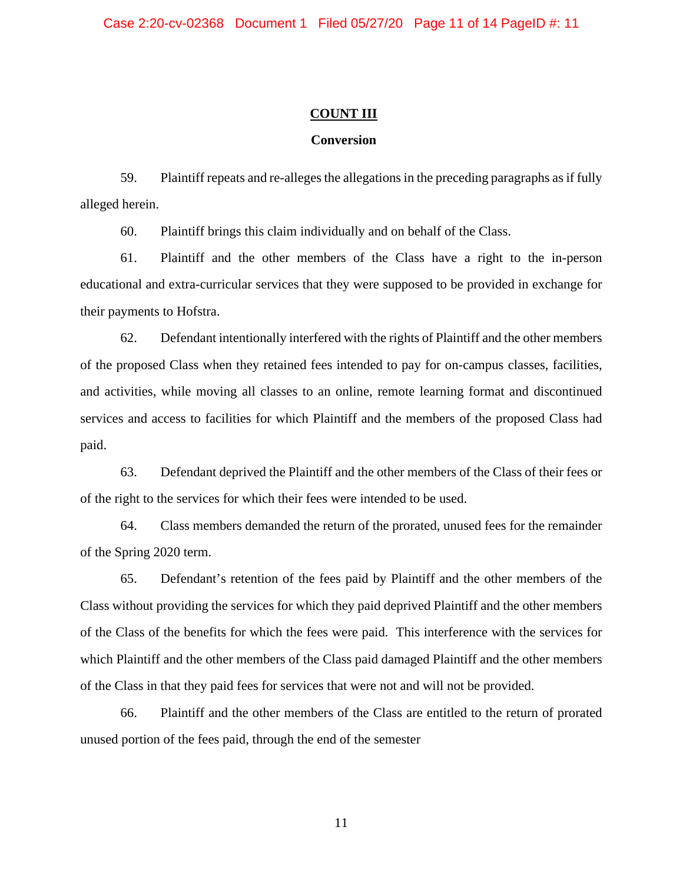## COUNT III

### Conversion

59. Plaintiff repeats and re-alleges the allegations in the preceding paragraphs as if fully alleged herein.

60. Plaintiff brings this claim individually and on behalf of the Class.

61. Plaintiff and the other members of the Class have a right to the in-person educational and extra-curricular services that they were supposed to be provided in exchange for their payments to Hofstra.

62. Defendant intentionally interfered with the rights of Plaintiff and the other members of the proposed Class when they retained fees intended to pay for on-campus classes, facilities, and activities, while moving all classes to an online, remote learning format and discontinued services and access to facilities for which Plaintiff and the members of the proposed Class had paid.

63. Defendant deprived the Plaintiff and the other members of the Class of their fees or of the right to the services for which their fees were intended to be used.

64. Class members demanded the return of the prorated, unused fees for the remainder of the Spring 2020 term.

65. Defendant's retention of the fees paid by Plaintiff and the other members of the Class without providing the services for which they paid deprived Plaintiff and the other members of the Class of the benefits for which the fees were paid. This interference with the services for which Plaintiff and the other members of the Class paid damaged Plaintiff and the other members of the Class in that they paid fees for services that were not and will not be provided.

66. Plaintiff and the other members of the Class are entitled to the return of prorated unused portion of the fees paid, through the end of the semester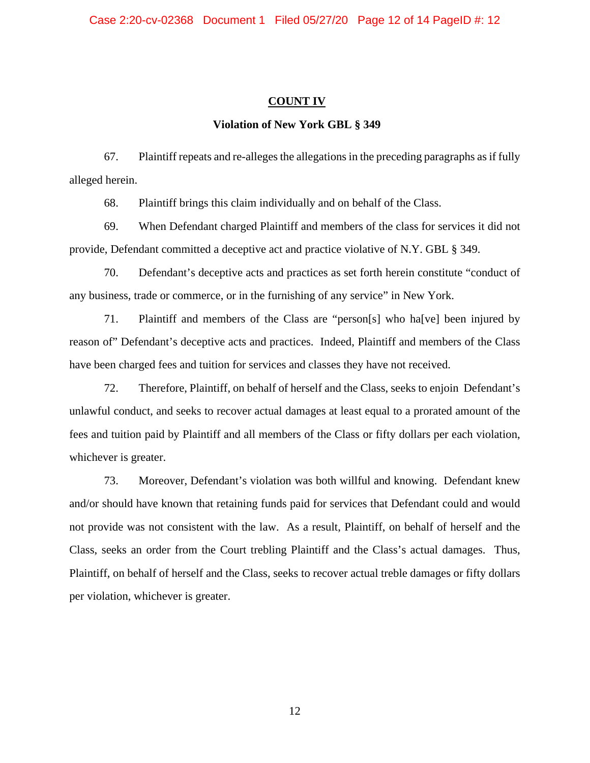## COUNT IV

### Violation of New York GBL § 349

67. Plaintiff repeats and re-alleges the allegations in the preceding paragraphs as if fully alleged herein.

68. Plaintiff brings this claim individually and on behalf of the Class.

69. When Defendant charged Plaintiff and members of the class for services it did not provide, Defendant committed a deceptive act and practice violative of N.Y. GBL § 349.

70. Defendant's deceptive acts and practices as set forth herein constitute "conduct of any business, trade or commerce, or in the furnishing of any service" in New York.

71. Plaintiff and members of the Class are "person[s] who ha[ve] been injured by reason of" Defendant's deceptive acts and practices. Indeed, Plaintiff and members of the Class have been charged fees and tuition for services and classes they have not received.

72. Therefore, Plaintiff, on behalf of herself and the Class, seeks to enjoin Defendant's unlawful conduct, and seeks to recover actual damages at least equal to a prorated amount of the fees and tuition paid by Plaintiff and all members of the Class or fifty dollars per each violation, whichever is greater.

73. Moreover, Defendant's violation was both willful and knowing. Defendant knew and/or should have known that retaining funds paid for services that Defendant could and would not provide was not consistent with the law. As a result, Plaintiff, on behalf of herself and the Class, seeks an order from the Court trebling Plaintiff and the Class's actual damages. Thus, Plaintiff, on behalf of herself and the Class, seeks to recover actual treble damages or fifty dollars per violation, whichever is greater.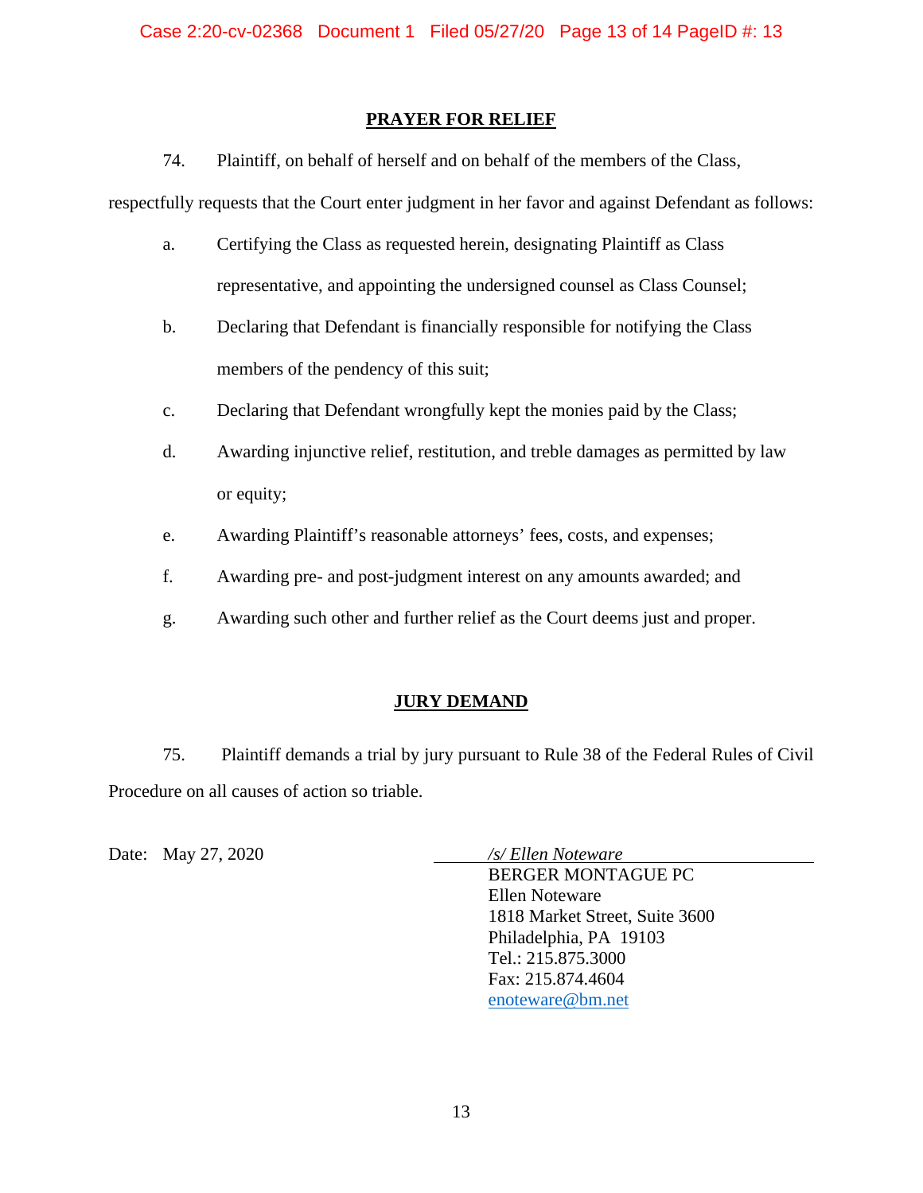## PRAYER FOR RELIEF

74. Plaintiff, on behalf of herself and on behalf of the members of the Class, respectfully requests that the Court enter judgment in her favor and against Defendant as follows:

a. Certifying the Class as requested herein, designating Plaintiff as Class representative, and appointing the undersigned counsel as Class Counsel;

b. Declaring that Defendant is financially responsible for notifying the Class members of the pendency of this suit;

c. Declaring that Defendant wrongfully kept the monies paid by the Class;

d. Awarding injunctive relief, restitution, and treble damages as permitted by law or equity;

e. Awarding Plaintiff's reasonable attorneys' fees, costs, and expenses;

f. Awarding pre- and post-judgment interest on any amounts awarded; and

g. Awarding such other and further relief as the Court deems just and proper.

## JURY DEMAND

75. Plaintiff demands a trial by jury pursuant to Rule 38 of the Federal Rules of Civil Procedure on all causes of action so triable.

Date: May 27, 2020

*/s/ Ellen Noteware*
BERGER MONTAGUE PC
Ellen Noteware
1818 Market Street, Suite 3600
Philadelphia, PA 19103
Tel.: 215.875.3000
Fax: 215.874.4604
enoteware@bm.net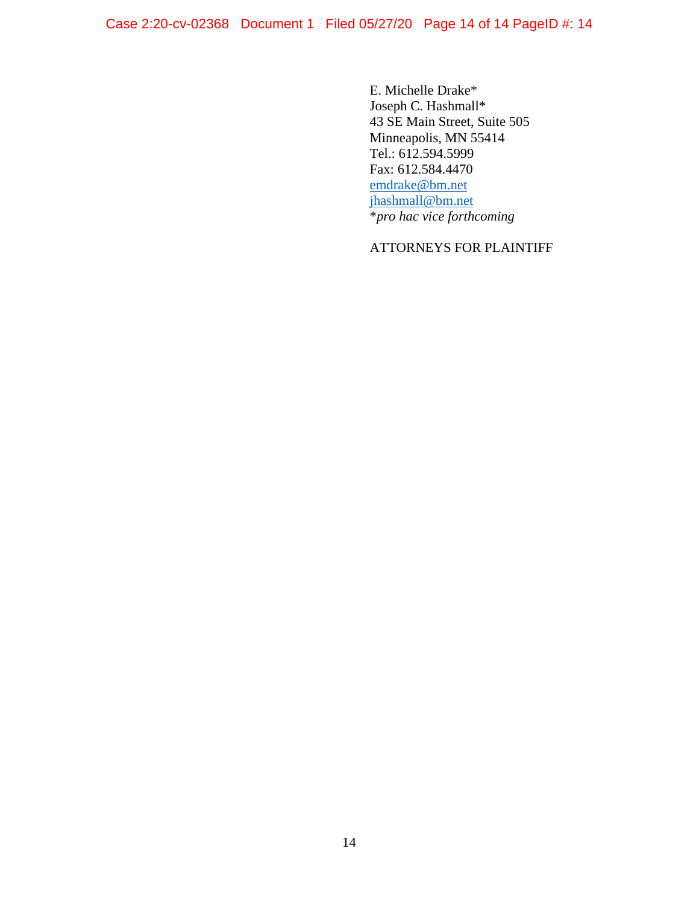E. Michelle Drake*
Joseph C. Hashmall*
43 SE Main Street, Suite 505
Minneapolis, MN 55414
Tel.: 612.594.5999
Fax: 612.584.4470
emdrake@bm.net
jhashmall@bm.net
**pro hac vice forthcoming*

ATTORNEYS FOR PLAINTIFF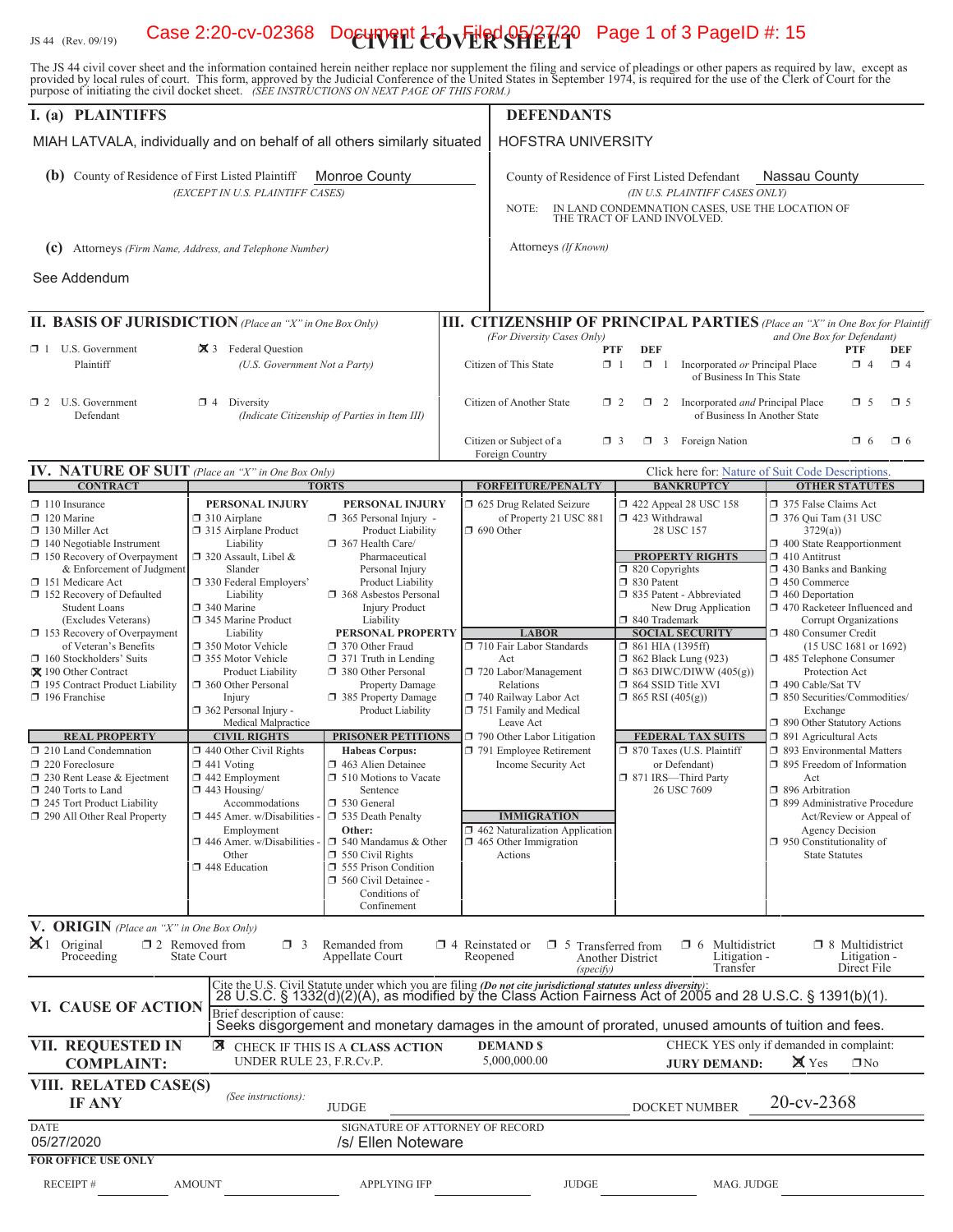JS 44 (Rev. 09/19)

# CIVIL COVER SHEET

The JS 44 civil cover sheet and the information contained herein neither replace nor supplement the filing and service of pleadings or other papers as required by law, except as provided by local rules of court. This form, approved by the Judicial Conference of the United States in September 1974, is required for the use of the Clerk of Court for the purpose of initiating the civil docket sheet. *(SEE INSTRUCTIONS ON NEXT PAGE OF THIS FORM.)*

## I. (a) PLAINTIFFS

MIAH LATVALA, individually and on behalf of all others similarly situated

**(b)** County of Residence of First Listed Plaintiff: Monroe County
*(EXCEPT IN U.S. PLAINTIFF CASES)*

**(c)** Attorneys *(Firm Name, Address, and Telephone Number)*

See Addendum

## DEFENDANTS

HOFSTRA UNIVERSITY

County of Residence of First Listed Defendant: Nassau County
*(IN U.S. PLAINTIFF CASES ONLY)*

NOTE: IN LAND CONDEMNATION CASES, USE THE LOCATION OF THE TRACT OF LAND INVOLVED.

Attorneys *(If Known)*

## II. BASIS OF JURISDICTION *(Place an "X" in One Box Only)*

- ☐ 1 U.S. Government Plaintiff
- ☒ 3 Federal Question (U.S. Government Not a Party)
- ☐ 2 U.S. Government Defendant
- ☐ 4 Diversity (Indicate Citizenship of Parties in Item III)

## III. CITIZENSHIP OF PRINCIPAL PARTIES *(Place an "X" in One Box for Plaintiff and One Box for Defendant)* *(For Diversity Cases Only)*

| | PTF | DEF | | PTF | DEF |
|---|---|---|---|---|---|
| Citizen of This State | ☐ 1 | ☐ 1 | Incorporated *or* Principal Place of Business In This State | ☐ 4 | ☐ 4 |
| Citizen of Another State | ☐ 2 | ☐ 2 | Incorporated *and* Principal Place of Business In Another State | ☐ 5 | ☐ 5 |
| Citizen or Subject of a Foreign Country | ☐ 3 | ☐ 3 | Foreign Nation | ☐ 6 | ☐ 6 |

## IV. NATURE OF SUIT *(Place an "X" in One Box Only)*

Click here for: Nature of Suit Code Descriptions.

**CONTRACT**
- ☐ 110 Insurance
- ☐ 120 Marine
- ☐ 130 Miller Act
- ☐ 140 Negotiable Instrument
- ☐ 150 Recovery of Overpayment & Enforcement of Judgment
- ☐ 151 Medicare Act
- ☐ 152 Recovery of Defaulted Student Loans (Excludes Veterans)
- ☐ 153 Recovery of Overpayment of Veteran's Benefits
- ☐ 160 Stockholders' Suits
- ☒ 190 Other Contract
- ☐ 195 Contract Product Liability
- ☐ 196 Franchise

**REAL PROPERTY**
- ☐ 210 Land Condemnation
- ☐ 220 Foreclosure
- ☐ 230 Rent Lease & Ejectment
- ☐ 240 Torts to Land
- ☐ 245 Tort Product Liability
- ☐ 290 All Other Real Property

**TORTS — PERSONAL INJURY**
- ☐ 310 Airplane
- ☐ 315 Airplane Product Liability
- ☐ 320 Assault, Libel & Slander
- ☐ 330 Federal Employers' Liability
- ☐ 340 Marine
- ☐ 345 Marine Product Liability
- ☐ 350 Motor Vehicle
- ☐ 355 Motor Vehicle Product Liability
- ☐ 360 Other Personal Injury
- ☐ 362 Personal Injury - Medical Malpractice

**TORTS — PERSONAL INJURY**
- ☐ 365 Personal Injury - Product Liability
- ☐ 367 Health Care/ Pharmaceutical Personal Injury Product Liability
- ☐ 368 Asbestos Personal Injury Product Liability

**PERSONAL PROPERTY**
- ☐ 370 Other Fraud
- ☐ 371 Truth in Lending
- ☐ 380 Other Personal Property Damage
- ☐ 385 Property Damage Product Liability

**CIVIL RIGHTS**
- ☐ 440 Other Civil Rights
- ☐ 441 Voting
- ☐ 442 Employment
- ☐ 443 Housing/ Accommodations
- ☐ 445 Amer. w/Disabilities - Employment
- ☐ 446 Amer. w/Disabilities - Other
- ☐ 448 Education

**PRISONER PETITIONS**

Habeas Corpus:
- ☐ 463 Alien Detainee
- ☐ 510 Motions to Vacate Sentence
- ☐ 530 General
- ☐ 535 Death Penalty

Other:
- ☐ 540 Mandamus & Other
- ☐ 550 Civil Rights
- ☐ 555 Prison Condition
- ☐ 560 Civil Detainee - Conditions of Confinement

**FORFEITURE/PENALTY**
- ☐ 625 Drug Related Seizure of Property 21 USC 881
- ☐ 690 Other

**LABOR**
- ☐ 710 Fair Labor Standards Act
- ☐ 720 Labor/Management Relations
- ☐ 740 Railway Labor Act
- ☐ 751 Family and Medical Leave Act
- ☐ 790 Other Labor Litigation
- ☐ 791 Employee Retirement Income Security Act

**IMMIGRATION**
- ☐ 462 Naturalization Application
- ☐ 465 Other Immigration Actions

**BANKRUPTCY**
- ☐ 422 Appeal 28 USC 158
- ☐ 423 Withdrawal 28 USC 157

**PROPERTY RIGHTS**
- ☐ 820 Copyrights
- ☐ 830 Patent
- ☐ 835 Patent - Abbreviated New Drug Application
- ☐ 840 Trademark

**SOCIAL SECURITY**
- ☐ 861 HIA (1395ff)
- ☐ 862 Black Lung (923)
- ☐ 863 DIWC/DIWW (405(g))
- ☐ 864 SSID Title XVI
- ☐ 865 RSI (405(g))

**FEDERAL TAX SUITS**
- ☐ 870 Taxes (U.S. Plaintiff or Defendant)
- ☐ 871 IRS—Third Party 26 USC 7609

**OTHER STATUTES**
- ☐ 375 False Claims Act
- ☐ 376 Qui Tam (31 USC 3729(a))
- ☐ 400 State Reapportionment
- ☐ 410 Antitrust
- ☐ 430 Banks and Banking
- ☐ 450 Commerce
- ☐ 460 Deportation
- ☐ 470 Racketeer Influenced and Corrupt Organizations
- ☐ 480 Consumer Credit (15 USC 1681 or 1692)
- ☐ 485 Telephone Consumer Protection Act
- ☐ 490 Cable/Sat TV
- ☐ 850 Securities/Commodities/ Exchange
- ☐ 890 Other Statutory Actions
- ☐ 891 Agricultural Acts
- ☐ 893 Environmental Matters
- ☐ 895 Freedom of Information Act
- ☐ 896 Arbitration
- ☐ 899 Administrative Procedure Act/Review or Appeal of Agency Decision
- ☐ 950 Constitutionality of State Statutes

## V. ORIGIN *(Place an "X" in One Box Only)*

- ☒ 1 Original Proceeding
- ☐ 2 Removed from State Court
- ☐ 3 Remanded from Appellate Court
- ☐ 4 Reinstated or Reopened
- ☐ 5 Transferred from Another District *(specify)*
- ☐ 6 Multidistrict Litigation - Transfer
- ☐ 8 Multidistrict Litigation - Direct File

## VI. CAUSE OF ACTION

Cite the U.S. Civil Statute under which you are filing *(Do not cite jurisdictional statutes unless diversity)*:
28 U.S.C. § 1332(d)(2)(A), as modified by the Class Action Fairness Act of 2005 and 28 U.S.C. § 1391(b)(1).

Brief description of cause:
Seeks disgorgement and monetary damages in the amount of prorated, unused amounts of tuition and fees.

## VII. REQUESTED IN COMPLAINT:

☒ CHECK IF THIS IS A CLASS ACTION UNDER RULE 23, F.R.Cv.P.

DEMAND $ 5,000,000.00

CHECK YES only if demanded in complaint: JURY DEMAND: ☒ Yes ☐ No

## VIII. RELATED CASE(S) IF ANY

*(See instructions)*: JUDGE ______ DOCKET NUMBER 20-cv-2368

DATE: 05/27/2020

SIGNATURE OF ATTORNEY OF RECORD: /s/ Ellen Noteware

**FOR OFFICE USE ONLY**

RECEIPT # ______ AMOUNT ______ APPLYING IFP ______ JUDGE ______ MAG. JUDGE ______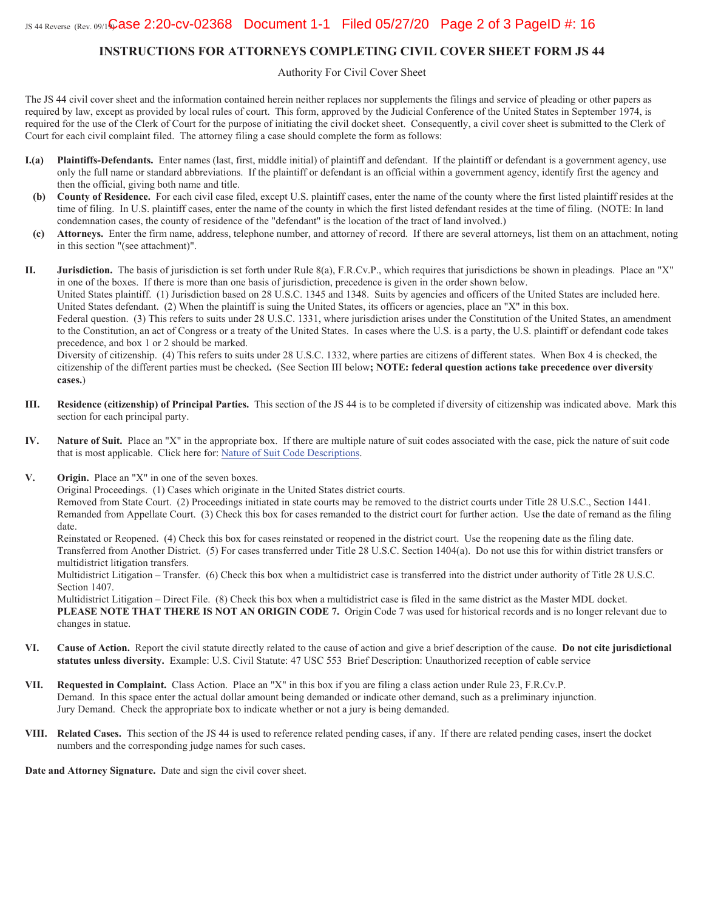# INSTRUCTIONS FOR ATTORNEYS COMPLETING CIVIL COVER SHEET FORM JS 44

Authority For Civil Cover Sheet

The JS 44 civil cover sheet and the information contained herein neither replaces nor supplements the filings and service of pleading or other papers as required by law, except as provided by local rules of court. This form, approved by the Judicial Conference of the United States in September 1974, is required for the use of the Clerk of Court for the purpose of initiating the civil docket sheet. Consequently, a civil cover sheet is submitted to the Clerk of Court for each civil complaint filed. The attorney filing a case should complete the form as follows:

**I.(a)** **Plaintiffs-Defendants.** Enter names (last, first, middle initial) of plaintiff and defendant. If the plaintiff or defendant is a government agency, use only the full name or standard abbreviations. If the plaintiff or defendant is an official within a government agency, identify first the agency and then the official, giving both name and title.

**(b)** **County of Residence.** For each civil case filed, except U.S. plaintiff cases, enter the name of the county where the first listed plaintiff resides at the time of filing. In U.S. plaintiff cases, enter the name of the county in which the first listed defendant resides at the time of filing. (NOTE: In land condemnation cases, the county of residence of the "defendant" is the location of the tract of land involved.)

**(c)** **Attorneys.** Enter the firm name, address, telephone number, and attorney of record. If there are several attorneys, list them on an attachment, noting in this section "(see attachment)".

**II.** **Jurisdiction.** The basis of jurisdiction is set forth under Rule 8(a), F.R.Cv.P., which requires that jurisdictions be shown in pleadings. Place an "X" in one of the boxes. If there is more than one basis of jurisdiction, precedence is given in the order shown below.
United States plaintiff. (1) Jurisdiction based on 28 U.S.C. 1345 and 1348. Suits by agencies and officers of the United States are included here.
United States defendant. (2) When the plaintiff is suing the United States, its officers or agencies, place an "X" in this box.
Federal question. (3) This refers to suits under 28 U.S.C. 1331, where jurisdiction arises under the Constitution of the United States, an amendment to the Constitution, an act of Congress or a treaty of the United States. In cases where the U.S. is a party, the U.S. plaintiff or defendant code takes precedence, and box 1 or 2 should be marked.
Diversity of citizenship. (4) This refers to suits under 28 U.S.C. 1332, where parties are citizens of different states. When Box 4 is checked, the citizenship of the different parties must be checked**.** (See Section III below**; NOTE: federal question actions take precedence over diversity cases.**)

**III.** **Residence (citizenship) of Principal Parties.** This section of the JS 44 is to be completed if diversity of citizenship was indicated above. Mark this section for each principal party.

**IV.** **Nature of Suit.** Place an "X" in the appropriate box. If there are multiple nature of suit codes associated with the case, pick the nature of suit code that is most applicable. Click here for: Nature of Suit Code Descriptions.

**V.** **Origin.** Place an "X" in one of the seven boxes.
Original Proceedings. (1) Cases which originate in the United States district courts.
Removed from State Court. (2) Proceedings initiated in state courts may be removed to the district courts under Title 28 U.S.C., Section 1441.
Remanded from Appellate Court. (3) Check this box for cases remanded to the district court for further action. Use the date of remand as the filing date.
Reinstated or Reopened. (4) Check this box for cases reinstated or reopened in the district court. Use the reopening date as the filing date.
Transferred from Another District. (5) For cases transferred under Title 28 U.S.C. Section 1404(a). Do not use this for within district transfers or multidistrict litigation transfers.
Multidistrict Litigation – Transfer. (6) Check this box when a multidistrict case is transferred into the district under authority of Title 28 U.S.C. Section 1407.
Multidistrict Litigation – Direct File. (8) Check this box when a multidistrict case is filed in the same district as the Master MDL docket.
**PLEASE NOTE THAT THERE IS NOT AN ORIGIN CODE 7.** Origin Code 7 was used for historical records and is no longer relevant due to changes in statue.

**VI.** **Cause of Action.** Report the civil statute directly related to the cause of action and give a brief description of the cause. **Do not cite jurisdictional statutes unless diversity.** Example: U.S. Civil Statute: 47 USC 553 Brief Description: Unauthorized reception of cable service

**VII.** **Requested in Complaint.** Class Action. Place an "X" in this box if you are filing a class action under Rule 23, F.R.Cv.P.
Demand. In this space enter the actual dollar amount being demanded or indicate other demand, such as a preliminary injunction.
Jury Demand. Check the appropriate box to indicate whether or not a jury is being demanded.

**VIII.** **Related Cases.** This section of the JS 44 is used to reference related pending cases, if any. If there are related pending cases, insert the docket numbers and the corresponding judge names for such cases.

**Date and Attorney Signature.** Date and sign the civil cover sheet.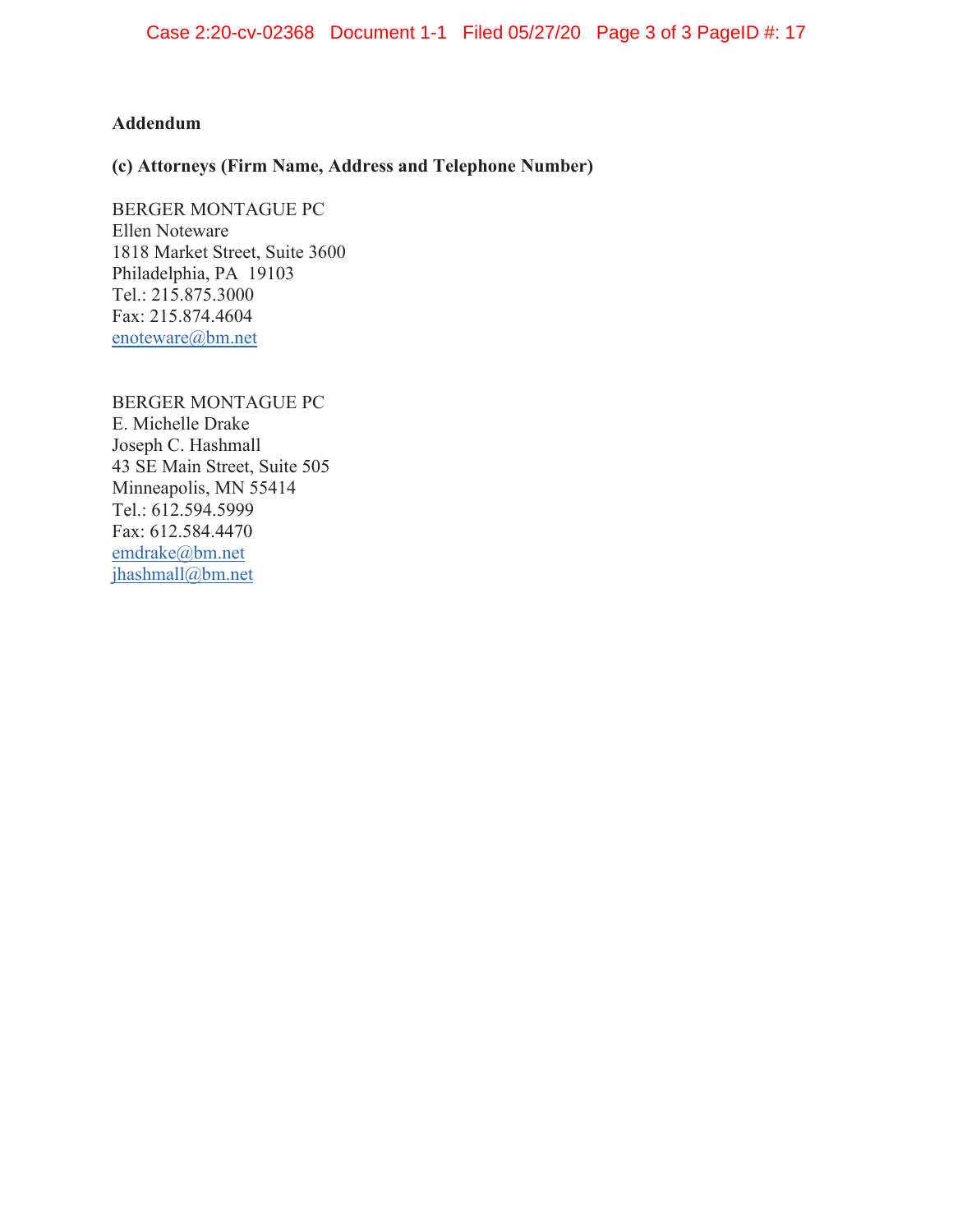**Addendum**

**(c) Attorneys (Firm Name, Address and Telephone Number)**

BERGER MONTAGUE PC
Ellen Noteware
1818 Market Street, Suite 3600
Philadelphia, PA 19103
Tel.: 215.875.3000
Fax: 215.874.4604
enoteware@bm.net

BERGER MONTAGUE PC
E. Michelle Drake
Joseph C. Hashmall
43 SE Main Street, Suite 505
Minneapolis, MN 55414
Tel.: 612.594.5999
Fax: 612.584.4470
emdrake@bm.net
jhashmall@bm.net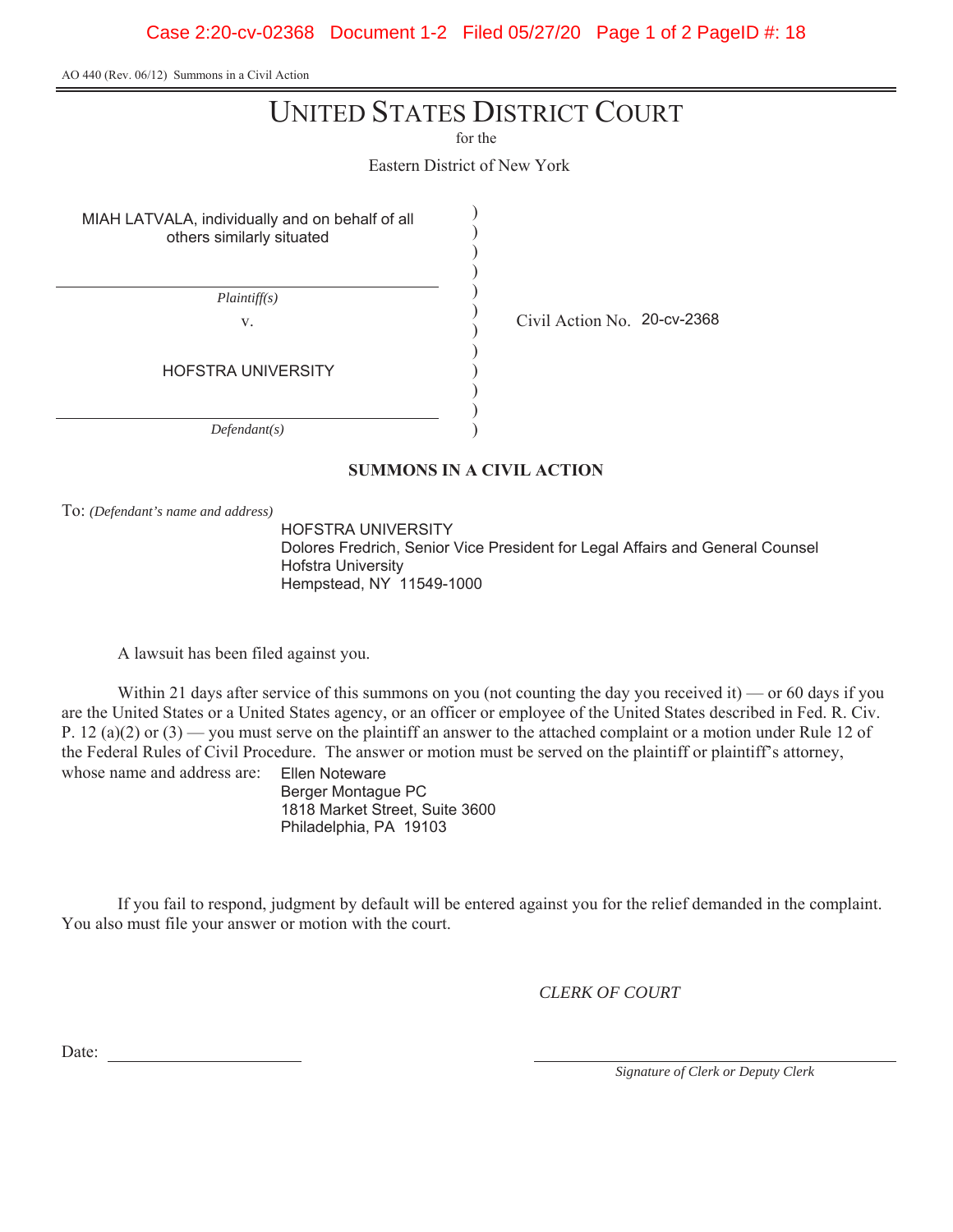AO 440 (Rev. 06/12) Summons in a Civil Action

# UNITED STATES DISTRICT COURT

for the

Eastern District of New York

MIAH LATVALA, individually and on behalf of all others similarly situated

*Plaintiff(s)*

v.

HOFSTRA UNIVERSITY

*Defendant(s)*

Civil Action No. 20-cv-2368

## SUMMONS IN A CIVIL ACTION

To: *(Defendant's name and address)*

HOFSTRA UNIVERSITY
Dolores Fredrich, Senior Vice President for Legal Affairs and General Counsel
Hofstra University
Hempstead, NY 11549-1000

A lawsuit has been filed against you.

Within 21 days after service of this summons on you (not counting the day you received it) — or 60 days if you are the United States or a United States agency, or an officer or employee of the United States described in Fed. R. Civ. P. 12 (a)(2) or (3) — you must serve on the plaintiff an answer to the attached complaint or a motion under Rule 12 of the Federal Rules of Civil Procedure. The answer or motion must be served on the plaintiff or plaintiff's attorney, whose name and address are:

Ellen Noteware
Berger Montague PC
1818 Market Street, Suite 3600
Philadelphia, PA 19103

If you fail to respond, judgment by default will be entered against you for the relief demanded in the complaint. You also must file your answer or motion with the court.

*CLERK OF COURT*

Date: ______________________

______________________________
*Signature of Clerk or Deputy Clerk*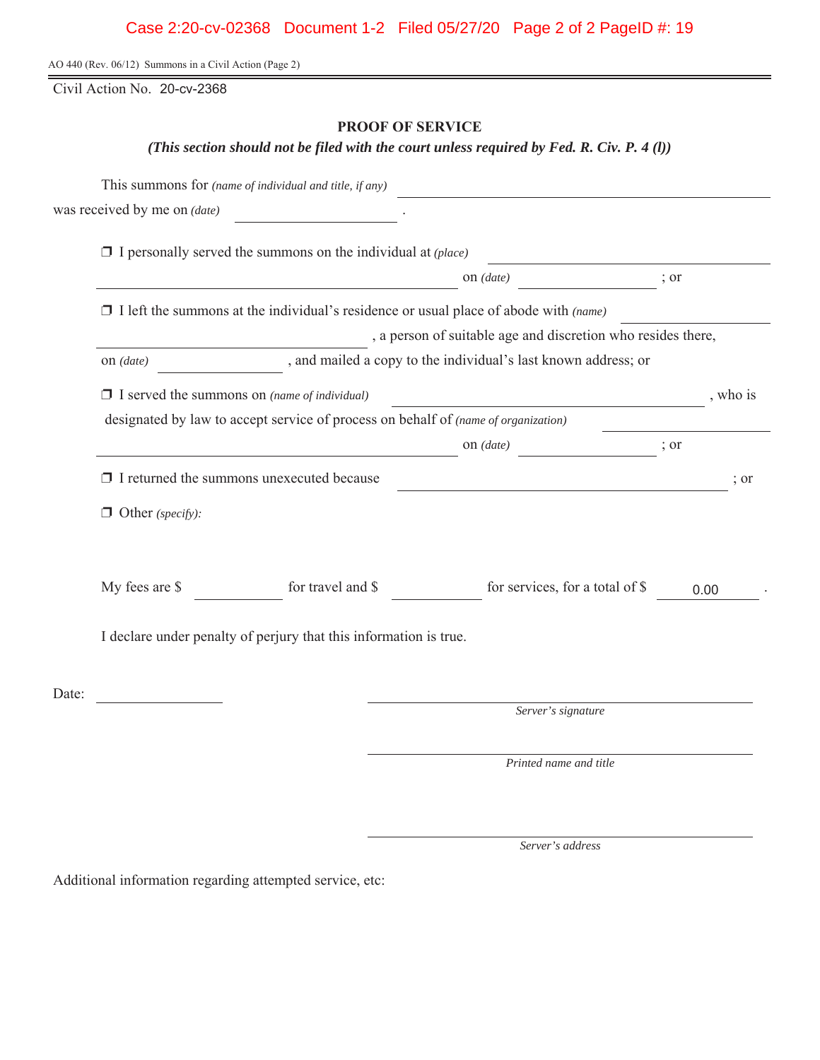AO 440 (Rev. 06/12) Summons in a Civil Action (Page 2)

Civil Action No. 20-cv-2368

## PROOF OF SERVICE

***(This section should not be filed with the court unless required by Fed. R. Civ. P. 4 (l))***

This summons for *(name of individual and title, if any)* ______________________________

was received by me on *(date)* ______________ .

❐ I personally served the summons on the individual at *(place)* ______________________________ on *(date)* ______________ ; or

❐ I left the summons at the individual's residence or usual place of abode with *(name)* ______________________________ , a person of suitable age and discretion who resides there, on *(date)* ______________ , and mailed a copy to the individual's last known address; or

❐ I served the summons on *(name of individual)* ______________________________ , who is designated by law to accept service of process on behalf of *(name of organization)* ______________________________ on *(date)* ______________ ; or

❐ I returned the summons unexecuted because ______________________________ ; or

❐ Other *(specify)*:

My fees are $ __________ for travel and $ __________ for services, for a total of $ 0.00 .

I declare under penalty of perjury that this information is true.

Date: ______________

______________________________
*Server's signature*

______________________________
*Printed name and title*

______________________________
*Server's address*

Additional information regarding attempted service, etc: